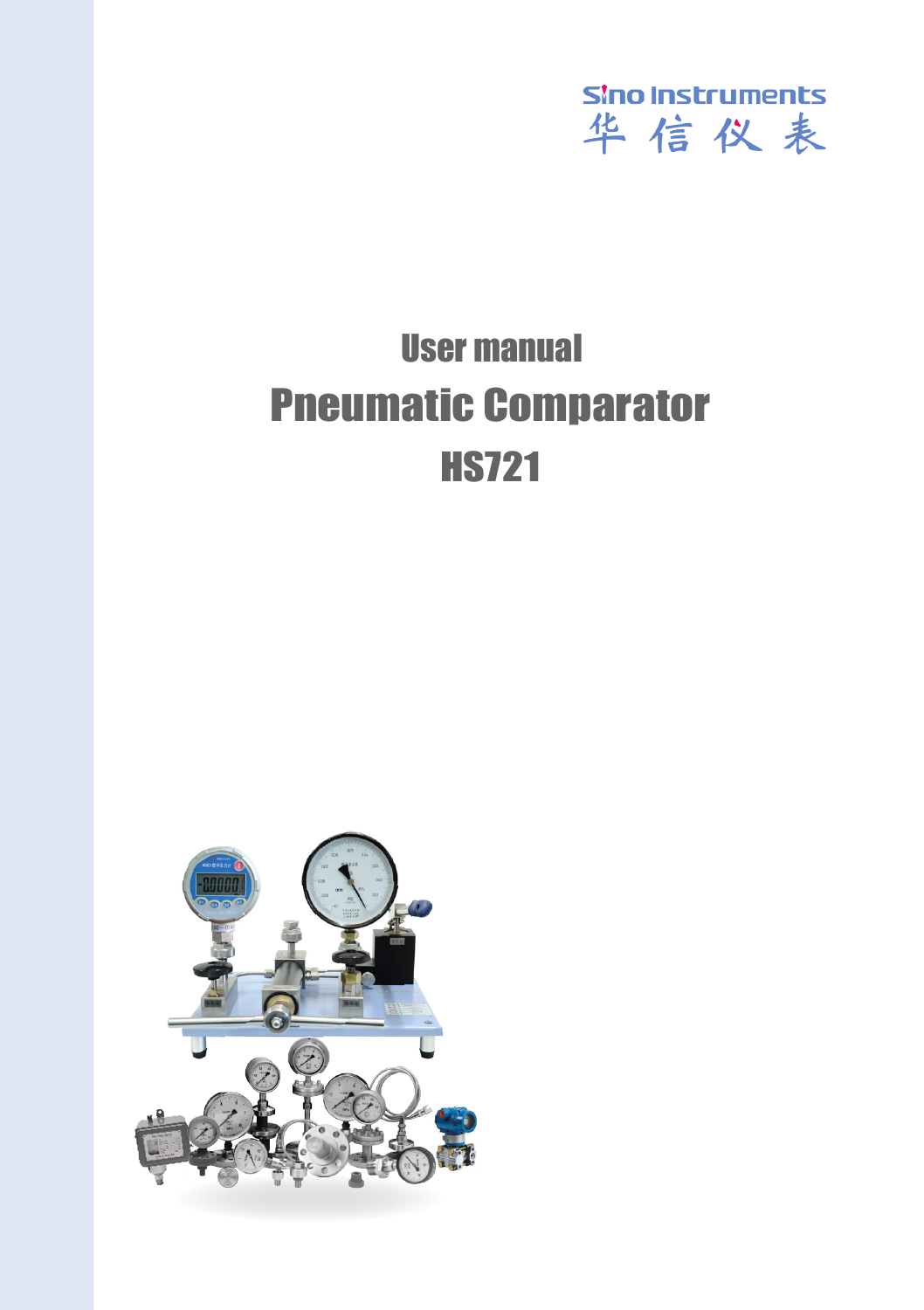Sino Instruments
华信仪表

# User manual

# Pneumatic Comparator

# HS721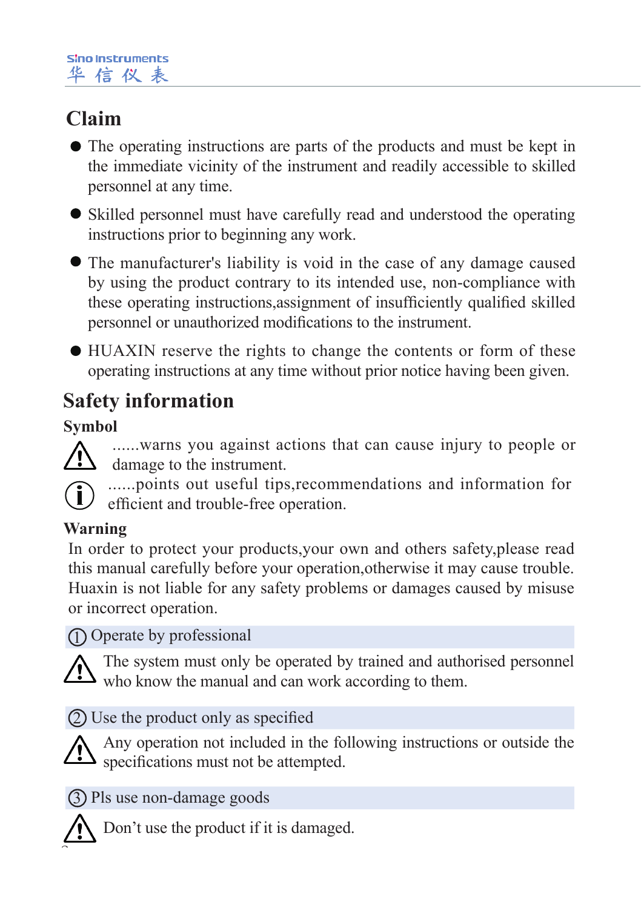# Claim

- The operating instructions are parts of the products and must be kept in the immediate vicinity of the instrument and readily accessible to skilled personnel at any time.
- Skilled personnel must have carefully read and understood the operating instructions prior to beginning any work.
- The manufacturer's liability is void in the case of any damage caused by using the product contrary to its intended use, non-compliance with these operating instructions,assignment of insufficiently qualified skilled personnel or unauthorized modifications to the instrument.
- HUAXIN reserve the rights to change the contents or form of these operating instructions at any time without prior notice having been given.

# Safety information

### Symbol

⚠ ......warns you against actions that can cause injury to people or damage to the instrument.

ⓘ ......points out useful tips,recommendations and information for efficient and trouble-free operation.

### Warning

In order to protect your products,your own and others safety,please read this manual carefully before your operation,otherwise it may cause trouble. Huxin is not liable for any safety problems or damages caused by misuse or incorrect operation.

① Operate by professional

⚠ The system must only be operated by trained and authorised personnel who know the manual and can work according to them.

② Use the product only as specified

⚠ Any operation not included in the following instructions or outside the specifications must not be attempted.

③ Pls use non-damage goods

⚠ Don't use the product if it is damaged.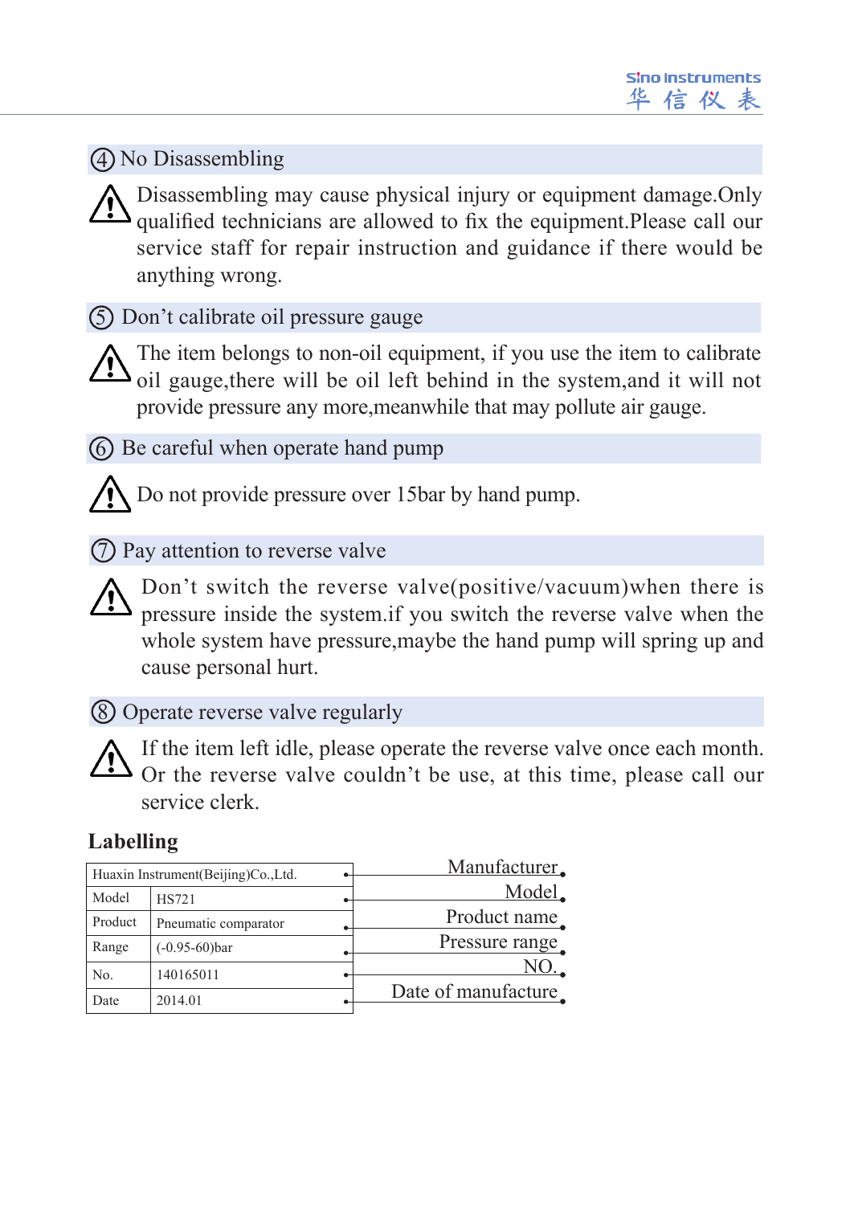## ④ No Disassembling

⚠ Disassembling may cause physical injury or equipment damage.Only qualified technicians are allowed to fix the equipment.Please call our service staff for repair instruction and guidance if there would be anything wrong.

## ⑤ Don't calibrate oil pressure gauge

⚠ The item belongs to non-oil equipment, if you use the item to calibrate oil gauge,there will be oil left behind in the system,and it will not provide pressure any more,meanwhile that may pollute air gauge.

## ⑥ Be careful when operate hand pump

⚠ Do not provide pressure over 15bar by hand pump.

## ⑦ Pay attention to reverse valve

⚠ Don't switch the reverse valve(positive/vacuum)when there is pressure inside the system.if you switch the reverse valve when the whole system have pressure,maybe the hand pump will spring up and cause personal hurt.

## ⑧ Operate reverse valve regularly

⚠ If the item left idle, please operate the reverse valve once each month. Or the reverse valve couldn't be use, at this time, please call our service clerk.

### Labelling

| Label | | Meaning |
|---|---|---|
| Huaxin Instrument(Beijing)Co.,Ltd. | | Manufacturer |
| Model | HS721 | Model |
| Product | Pneumatic comparator | Product name |
| Range | (-0.95-60)bar | Pressure range |
| No. | 140165011 | NO. |
| Date | 2014.01 | Date of manufacture |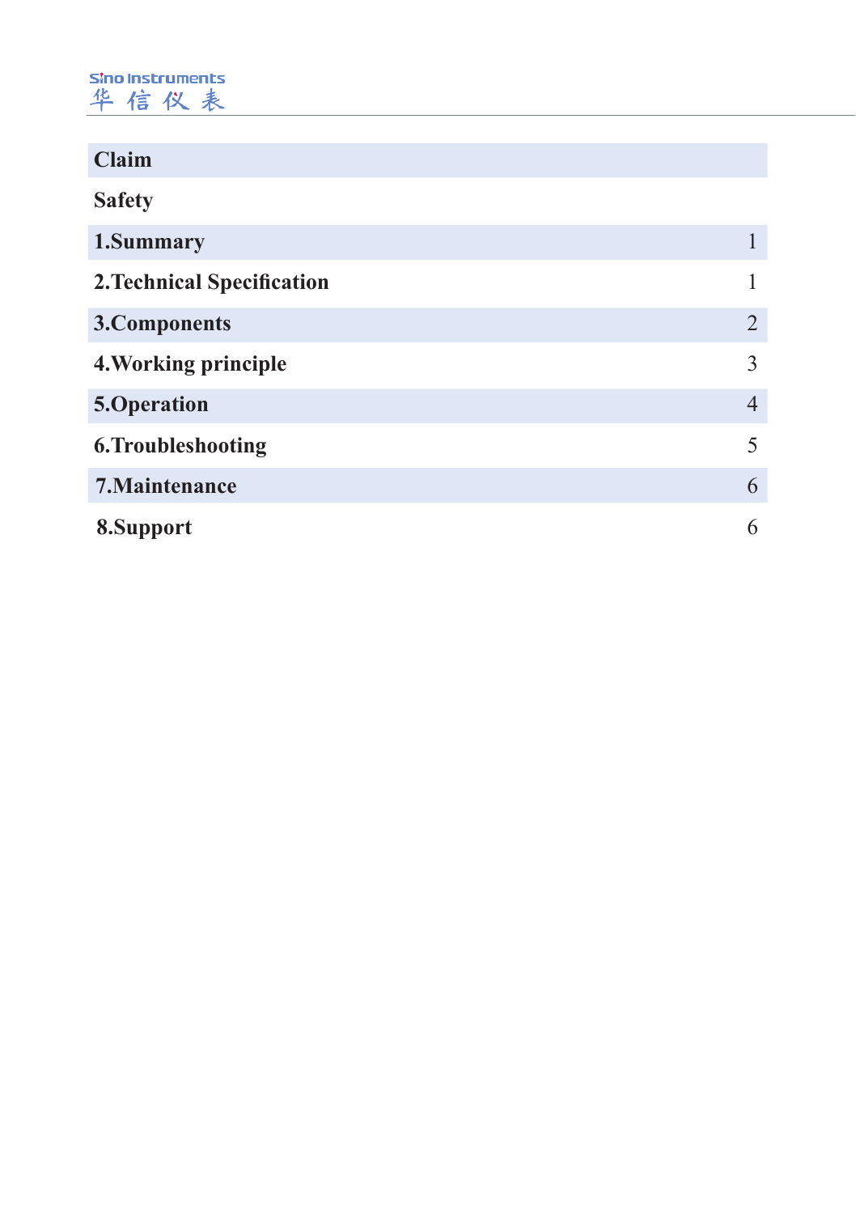| | |
|---|---|
| **Claim** | |
| **Safety** | |
| **1.Summary** | 1 |
| **2.Technical Specification** | 1 |
| **3.Components** | 2 |
| **4.Working principle** | 3 |
| **5.Operation** | 4 |
| **6.Troubleshooting** | 5 |
| **7.Maintenance** | 6 |
| **8.Support** | 6 |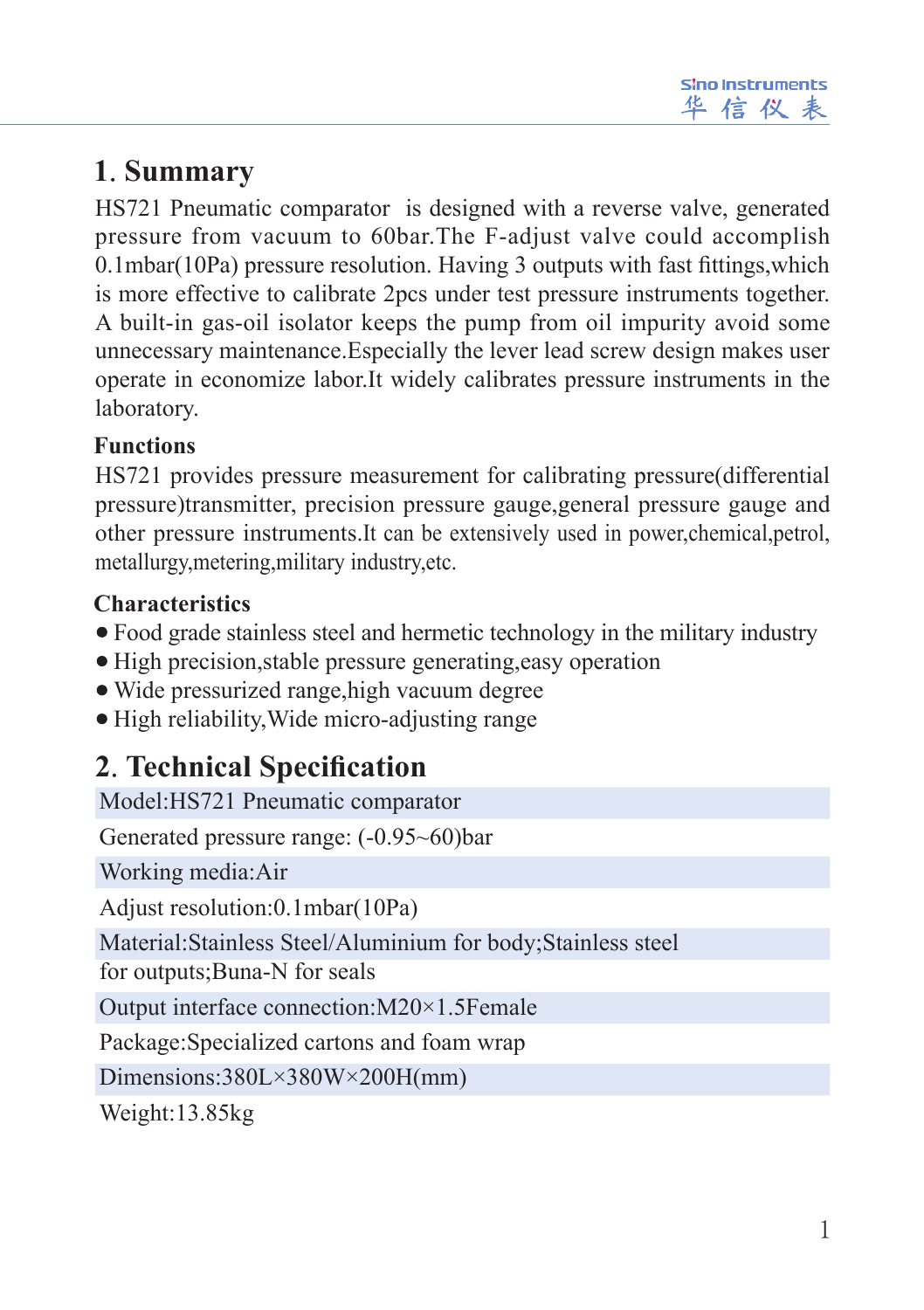## 1. Summary

HS721 Pneumatic comparator  is designed with a reverse valve, generated pressure from vacuum to 60bar.The F-adjust valve could accomplish 0.1mbar(10Pa) pressure resolution. Having 3 outputs with fast fittings,which is more effective to calibrate 2pcs under test pressure instruments together. A built-in gas-oil isolator keeps the pump from oil impurity avoid some unnecessary maintenance.Especially the lever lead screw design makes user operate in economize labor.It widely calibrates pressure instruments in the laboratory.

### Functions

HS721 provides pressure measurement for calibrating pressure(differential pressure)transmitter, precision pressure gauge,general pressure gauge and other pressure instruments.It can be extensively used in power,chemical,petrol, metallurgy,metering,military industry,etc.

### Characteristics

- Food grade stainless steel and hermetic technology in the military industry
- High precision,stable pressure generating,easy operation
- Wide pressurized range,high vacuum degree
- High reliability,Wide micro-adjusting range

## 2. Technical Specification

| Model:HS721 Pneumatic comparator |
|---|
| Generated pressure range: (-0.95~60)bar |
| Working media:Air |
| Adjust resolution:0.1mbar(10Pa) |
| Material:Stainless Steel/Aluminium for body;Stainless steel for outputs;Buna-N for seals |
| Output interface connection:M20×1.5Female |
| Package:Specialized cartons and foam wrap |
| Dimensions:380L×380W×200H(mm) |
| Weight:13.85kg |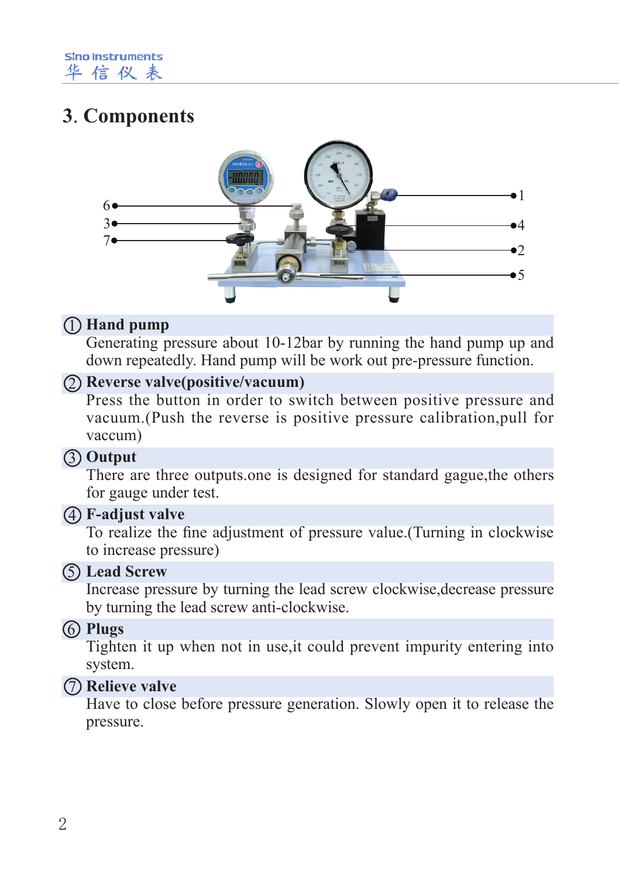# 3. Components

① **Hand pump**
Generating pressure about 10-12bar by running the hand pump up and down repeatedly. Hand pump will be work out pre-pressure function.

② **Reverse valve(positive/vacuum)**
Press the button in order to switch between positive pressure and vacuum.(Push the reverse is positive pressure calibration,pull for vaccum)

③ **Output**
There are three outputs.one is designed for standard gague,the others for gauge under test.

④ **F-adjust valve**
To realize the fine adjustment of pressure value.(Turning in clockwise to increase pressure)

⑤ **Lead Screw**
Increase pressure by turning the lead screw clockwise,decrease pressure by turning the lead screw anti-clockwise.

⑥ **Plugs**
Tighten it up when not in use,it could prevent impurity entering into system.

⑦ **Relieve valve**
Have to close before pressure generation. Slowly open it to release the pressure.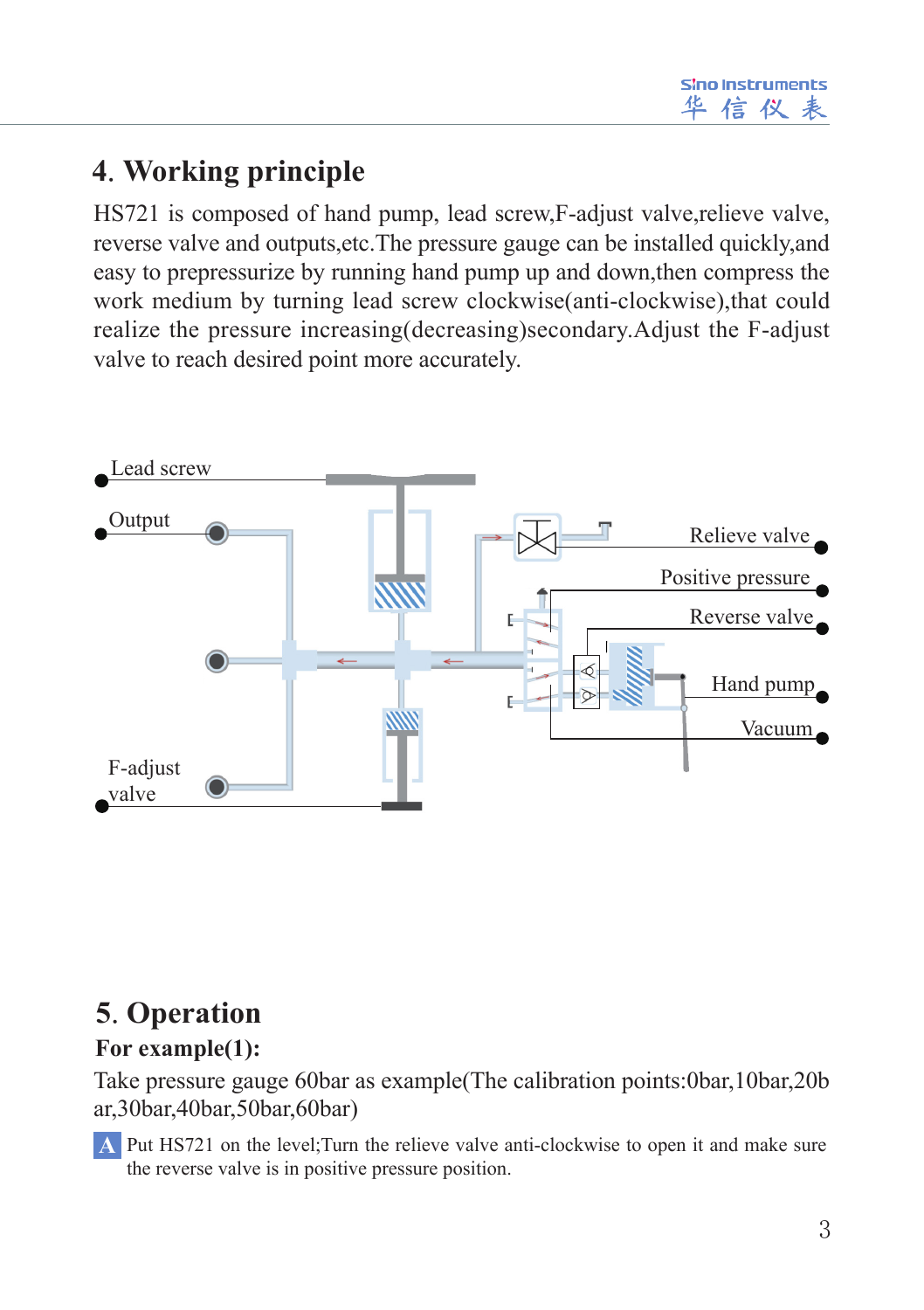## 4. Working principle

HS721 is composed of hand pump, lead screw,F-adjust valve,relieve valve, reverse valve and outputs,etc.The pressure gauge can be installed quickly,and easy to prepressurize by running hand pump up and down,then compress the work medium by turning lead screw clockwise(anti-clockwise),that could realize the pressure increasing(decreasing)secondary.Adjust the F-adjust valve to reach desired point more accurately.

Lead screw

Output

Relieve valve

Positive pressure

Reverse valve

Hand pump

Vacuum

F-adjust valve

## 5. Operation

**For example(1):**

Take pressure gauge 60bar as example(The calibration points:0bar,10bar,20bar,30bar,40bar,50bar,60bar)

**A** Put HS721 on the level;Turn the relieve valve anti-clockwise to open it and make sure the reverse valve is in positive pressure position.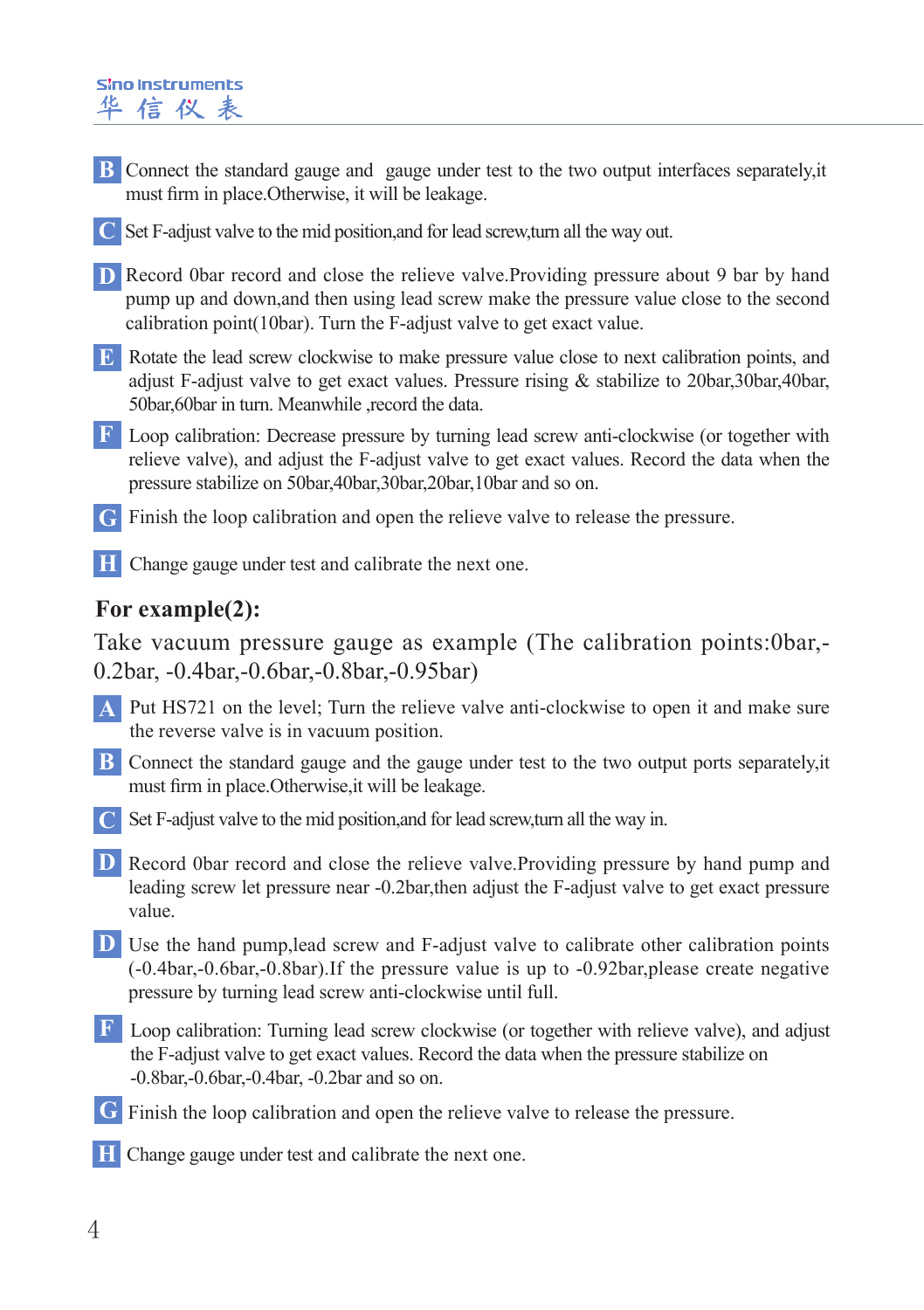**B** Connect the standard gauge and gauge under test to the two output interfaces separately,it must firm in place.Otherwise, it will be leakage.

**C** Set F-adjust valve to the mid position,and for lead screw,turn all the way out.

**D** Record 0bar record and close the relieve valve.Providing pressure about 9 bar by hand pump up and down,and then using lead screw make the pressure value close to the second calibration point(10bar). Turn the F-adjust valve to get exact value.

**E** Rotate the lead screw clockwise to make pressure value close to next calibration points, and adjust F-adjust valve to get exact values. Pressure rising & stabilize to 20bar,30bar,40bar, 50bar,60bar in turn. Meanwhile ,record the data.

**F** Loop calibration: Decrease pressure by turning lead screw anti-clockwise (or together with relieve valve), and adjust the F-adjust valve to get exact values. Record the data when the pressure stabilize on 50bar,40bar,30bar,20bar,10bar and so on.

**G** Finish the loop calibration and open the relieve valve to release the pressure.

**H** Change gauge under test and calibrate the next one.

## For example(2):

Take vacuum pressure gauge as example (The calibration points:0bar,-0.2bar, -0.4bar,-0.6bar,-0.8bar,-0.95bar)

**A** Put HS721 on the level; Turn the relieve valve anti-clockwise to open it and make sure the reverse valve is in vacuum position.

**B** Connect the standard gauge and the gauge under test to the two output ports separately,it must firm in place.Otherwise,it will be leakage.

**C** Set F-adjust valve to the mid position,and for lead screw,turn all the way in.

**D** Record 0bar record and close the relieve valve.Providing pressure by hand pump and leading screw let pressure near -0.2bar,then adjust the F-adjust valve to get exact pressure value.

**D** Use the hand pump,lead screw and F-adjust valve to calibrate other calibration points (-0.4bar,-0.6bar,-0.8bar).If the pressure value is up to -0.92bar,please create negative pressure by turning lead screw anti-clockwise until full.

**F** Loop calibration: Turning lead screw clockwise (or together with relieve valve), and adjust the F-adjust valve to get exact values. Record the data when the pressure stabilize on -0.8bar,-0.6bar,-0.4bar, -0.2bar and so on.

**G** Finish the loop calibration and open the relieve valve to release the pressure.

**H** Change gauge under test and calibrate the next one.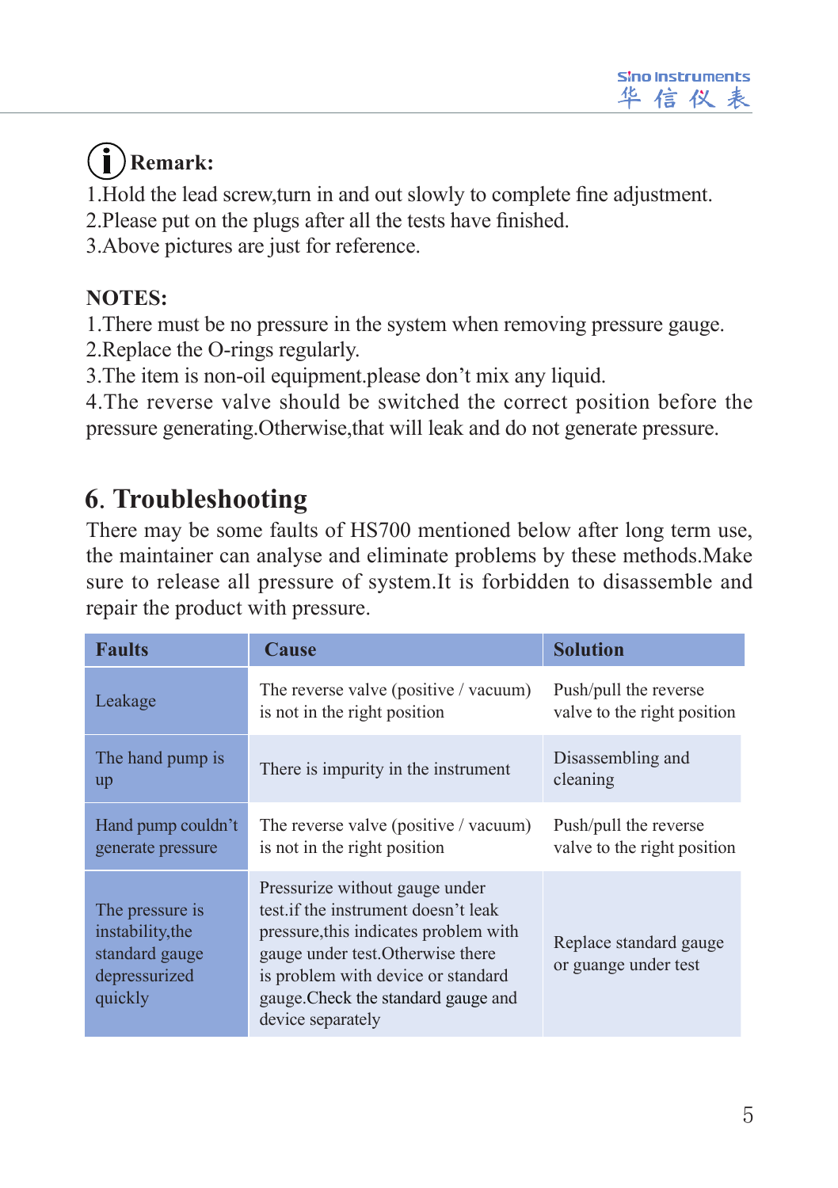**Remark:**

1.Hold the lead screw,turn in and out slowly to complete fine adjustment.
2.Please put on the plugs after all the tests have finished.
3.Above pictures are just for reference.

**NOTES:**

1.There must be no pressure in the system when removing pressure gauge.
2.Replace the O-rings regularly.
3.The item is non-oil equipment.please don't mix any liquid.
4.The reverse valve should be switched the correct position before the pressure generating.Otherwise,that will leak and do not generate pressure.

## 6. Troubleshooting

There may be some faults of HS700 mentioned below after long term use, the maintainer can analyse and eliminate problems by these methods.Make sure to release all pressure of system.It is forbidden to disassemble and repair the product with pressure.

| Faults | Cause | Solution |
|---|---|---|
| Leakage | The reverse valve (positive / vacuum) is not in the right position | Push/pull the reverse valve to the right position |
| The hand pump is up | There is impurity in the instrument | Disassembling and cleaning |
| Hand pump couldn't generate pressure | The reverse valve (positive / vacuum) is not in the right position | Push/pull the reverse valve to the right position |
| The pressure is instability,the standard gauge depressurized quickly | Pressurize without gauge under test.if the instrument doesn't leak pressure,this indicates problem with gauge under test.Otherwise there is problem with device or standard gauge.Check the standard gauge and device separately | Replace standard gauge or guange under test |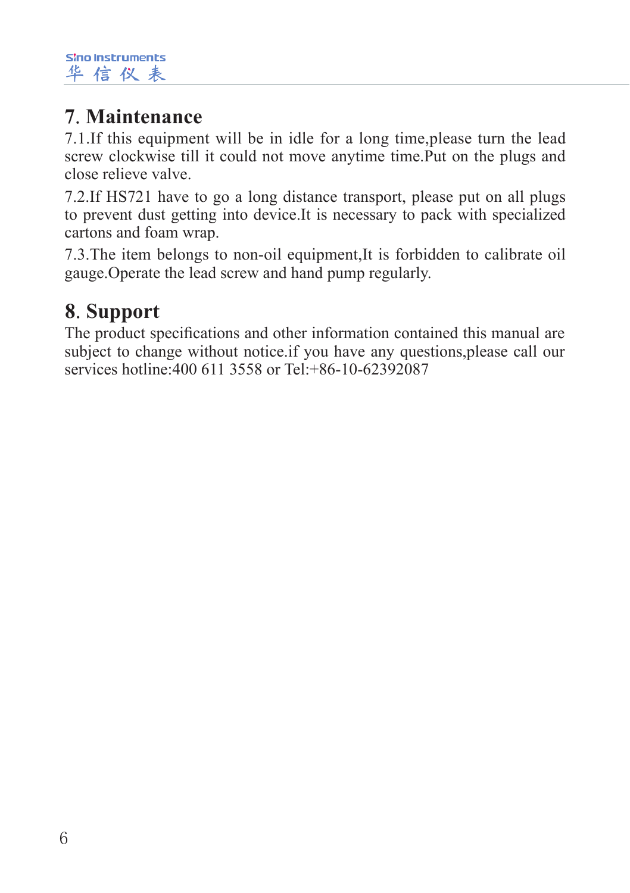# 7. Maintenance

7.1.If this equipment will be in idle for a long time,please turn the lead screw clockwise till it could not move anytime time.Put on the plugs and close relieve valve.

7.2.If HS721 have to go a long distance transport, please put on all plugs to prevent dust getting into device.It is necessary to pack with specialized cartons and foam wrap.

7.3.The item belongs to non-oil equipment,It is forbidden to calibrate oil gauge.Operate the lead screw and hand pump regularly.

# 8. Support

The product specifications and other information contained this manual are subject to change without notice.if you have any questions,please call our services hotline:400 611 3558 or Tel:+86-10-62392087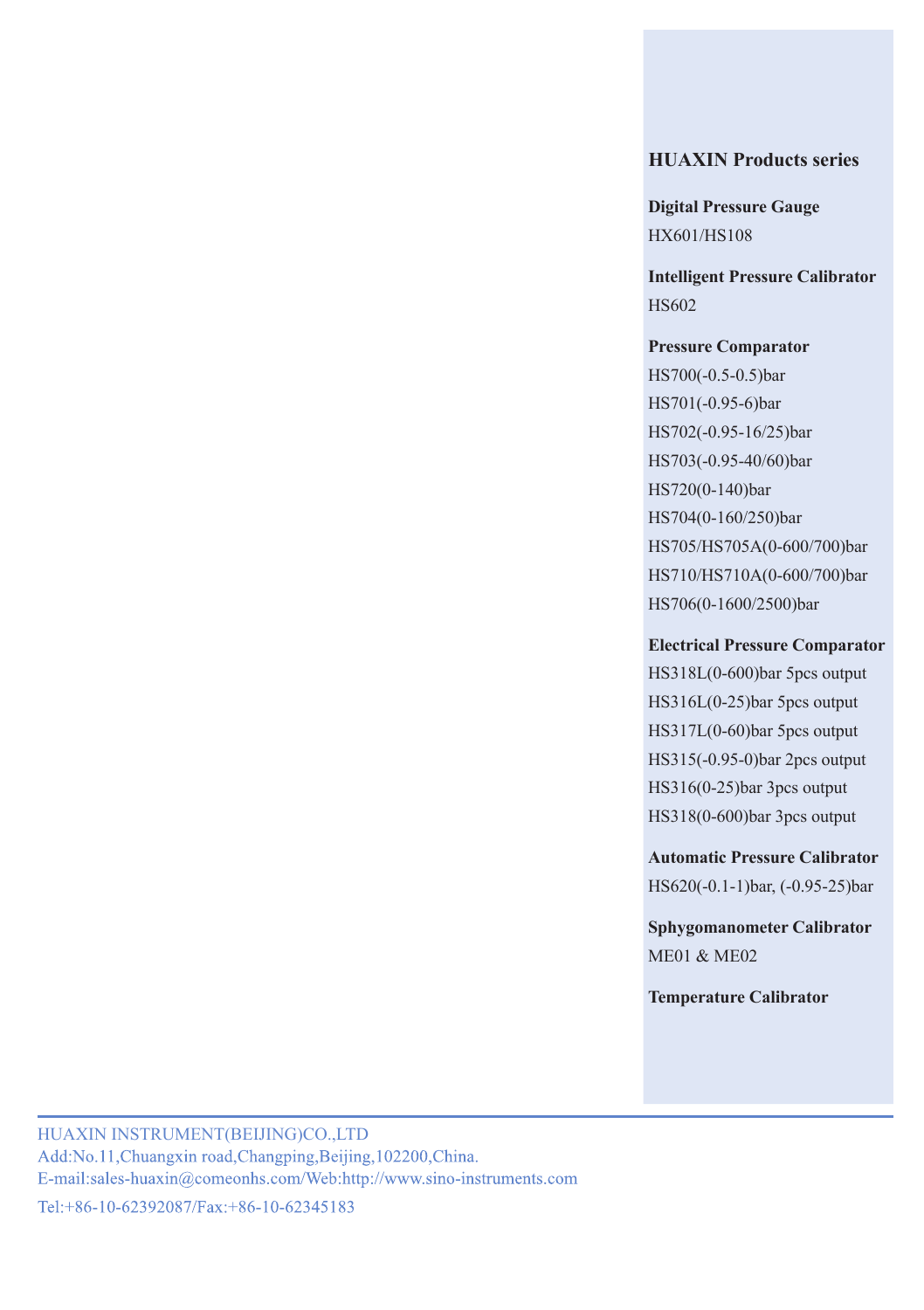## HUAXIN Products series

**Digital Pressure Gauge**

HX601/HS108

**Intelligent Pressure Calibrator**

HS602

**Pressure Comparator**

HS700(-0.5-0.5)bar
HS701(-0.95-6)bar
HS702(-0.95-16/25)bar
HS703(-0.95-40/60)bar
HS720(0-140)bar
HS704(0-160/250)bar
HS705/HS705A(0-600/700)bar
HS710/HS710A(0-600/700)bar
HS706(0-1600/2500)bar

**Electrical Pressure Comparator**

HS318L(0-600)bar 5pcs output
HS316L(0-25)bar 5pcs output
HS317L(0-60)bar 5pcs output
HS315(-0.95-0)bar 2pcs output
HS316(0-25)bar 3pcs output
HS318(0-600)bar 3pcs output

**Automatic Pressure Calibrator**

HS620(-0.1-1)bar, (-0.95-25)bar

**Sphygomanometer Calibrator**

ME01 & ME02

**Temperature Calibrator**

HUAXIN INSTRUMENT(BEIJING)CO.,LTD
Add:No.11,Chuangxin road,Changping,Beijing,102200,China.
E-mail:sales-huaxin@comeonhs.com/Web:http://www.sino-instruments.com
Tel:+86-10-62392087/Fax:+86-10-62345183